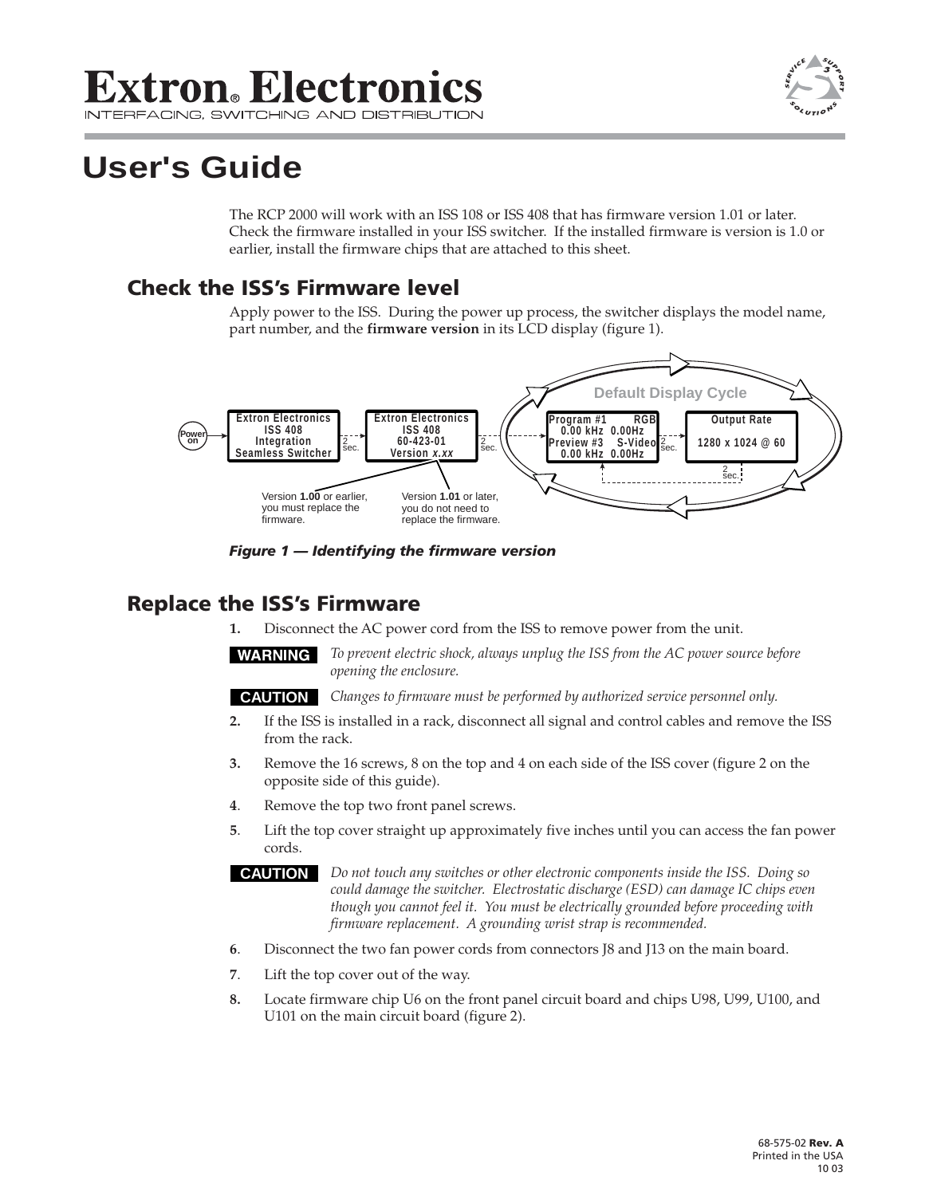# Extron® Electronics
INTERFACING, SWITCHING AND DISTRIBUTION

# User's Guide

The RCP 2000 will work with an ISS 108 or ISS 408 that has firmware version 1.01 or later. Check the firmware installed in your ISS switcher. If the installed firmware is version is 1.0 or earlier, install the firmware chips that are attached to this sheet.

## Check the ISS's Firmware level

Apply power to the ISS. During the power up process, the switcher displays the model name, part number, and the **firmware version** in its LCD display (figure 1).

Power on → Extron Electronics ISS 408 Integration Seamless Switcher → 2 sec. → Extron Electronics ISS 408 60-423-01 Version *x.xx* → 2 sec. → Default Display Cycle: Program #1 RGB 0.00 kHz 0.00Hz Preview #3 S-Video 0.00 kHz 0.00Hz → 2 sec. → Output Rate 1280 x 1024 @ 60 → 2 sec.

Version **1.00** or earlier, you must replace the firmware.

Version **1.01** or later, you do not need to replace the firmware.

***Figure 1 — Identifying the firmware version***

## Replace the ISS's Firmware

1. Disconnect the AC power cord from the ISS to remove power from the unit.

**WARNING** *To prevent electric shock, always unplug the ISS from the AC power source before opening the enclosure.*

**CAUTION** *Changes to firmware must be performed by authorized service personnel only.*

2. If the ISS is installed in a rack, disconnect all signal and control cables and remove the ISS from the rack.
3. Remove the 16 screws, 8 on the top and 4 on each side of the ISS cover (figure 2 on the opposite side of this guide).
4. Remove the top two front panel screws.
5. Lift the top cover straight up approximately five inches until you can access the fan power cords.

**CAUTION** *Do not touch any switches or other electronic components inside the ISS. Doing so could damage the switcher. Electrostatic discharge (ESD) can damage IC chips even though you cannot feel it. You must be electrically grounded before proceeding with firmware replacement. A grounding wrist strap is recommended.*

6. Disconnect the two fan power cords from connectors J8 and J13 on the main board.
7. Lift the top cover out of the way.
8. Locate firmware chip U6 on the front panel circuit board and chips U98, U99, U100, and U101 on the main circuit board (figure 2).

68-575-02 **Rev. A**
Printed in the USA
10 03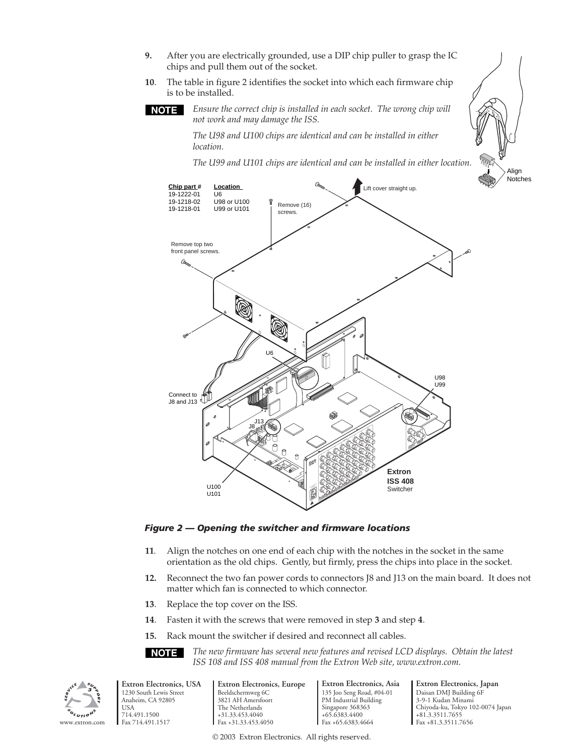9. After you are electrically grounded, use a DIP chip puller to grasp the IC chips and pull them out of the socket.

10. The table in figure 2 identifies the socket into which each firmware chip is to be installed.

**NOTE** *Ensure the correct chip is installed in each socket. The wrong chip will not work and may damage the ISS.*

*The U98 and U100 chips are identical and can be installed in either location.*

*The U99 and U101 chips are identical and can be installed in either location.*

| Chip part # | Location |
|---|---|
| 19-1222-01 | U6 |
| 19-1218-02 | U98 or U100 |
| 19-1218-01 | U99 or U101 |

Align Notches

Lift cover straight up.

Remove (16) screws.

Remove top two front panel screws.

U6

U98
U99

Connect to J8 and J13

J13
J8

U100
U101

Extron
ISS 408
Switcher

***Figure 2 — Opening the switcher and firmware locations***

11. Align the notches on one end of each chip with the notches in the socket in the same orientation as the old chips. Gently, but firmly, press the chips into place in the socket.

12. Reconnect the two fan power cords to connectors J8 and J13 on the main board. It does not matter which fan is connected to which connector.

13. Replace the top cover on the ISS.

14. Fasten it with the screws that were removed in step **3** and step **4**.

15. Rack mount the switcher if desired and reconnect all cables.

**NOTE** *The new firmware has several new features and revised LCD displays. Obtain the latest ISS 108 and ISS 408 manual from the Extron Web site, www.extron.com.*

www.extron.com

**Extron Electronics, USA**
1230 South Lewis Street
Anaheim, CA 92805
USA
714.491.1500
Fax 714.491.1517

**Extron Electronics, Europe**
Beeldschermweg 6C
3821 AH Amersfoort
The Netherlands
+31.33.453.4040
Fax +31.33.453.4050

**Extron Electronics, Asia**
135 Joo Seng Road, #04-01
PM Industrial Building
Singapore 368363
+65.6383.4400
Fax +65.6383.4664

**Extron Electronics, Japan**
Daisan DMJ Building 6F
3-9-1 Kudan Minami
Chiyoda-ku, Tokyo 102-0074 Japan
+81.3.3511.7655
Fax +81.3.3511.7656

© 2003 Extron Electronics. All rights reserved.